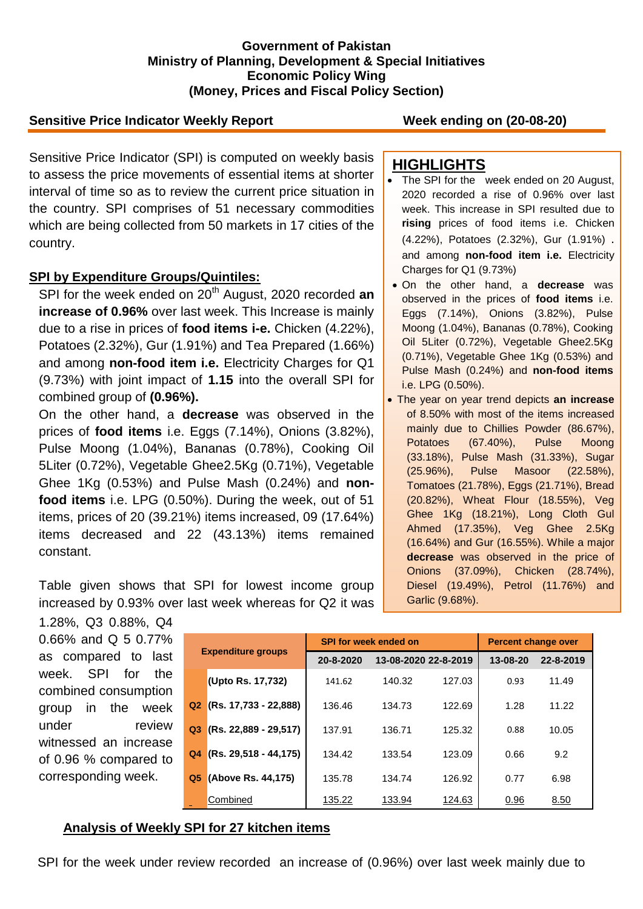**Government of Pakistan**
**Ministry of Planning, Development & Special Initiatives**
**Economic Policy Wing**
**(Money, Prices and Fiscal Policy Section)**

**Sensitive Price Indicator Weekly Report** **Week ending on (20-08-20)**

Sensitive Price Indicator (SPI) is computed on weekly basis to assess the price movements of essential items at shorter interval of time so as to review the current price situation in the country. SPI comprises of 51 necessary commodities which are being collected from 50 markets in 17 cities of the country.

## HIGHLIGHTS

- The SPI for the week ended on 20 August, 2020 recorded a rise of 0.96% over last week. This increase in SPI resulted due to **rising** prices of food items i.e. Chicken (4.22%), Potatoes (2.32%), Gur (1.91%) . and among **non-food item i.e.** Electricity Charges for Q1 (9.73%)
- On the other hand, a **decrease** was observed in the prices of **food items** i.e. Eggs (7.14%), Onions (3.82%), Pulse Moong (1.04%), Bananas (0.78%), Cooking Oil 5Liter (0.72%), Vegetable Ghee2.5Kg (0.71%), Vegetable Ghee 1Kg (0.53%) and Pulse Mash (0.24%) and **non-food items** i.e. LPG (0.50%).
- The year on year trend depicts **an increase** of 8.50% with most of the items increased mainly due to Chillies Powder (86.67%), Potatoes (67.40%), Pulse Moong (33.18%), Pulse Mash (31.33%), Sugar (25.96%), Pulse Masoor (22.58%), Tomatoes (21.78%), Eggs (21.71%), Bread (20.82%), Wheat Flour (18.55%), Veg Ghee 1Kg (18.21%), Long Cloth Gul Ahmed (17.35%), Veg Ghee 2.5Kg (16.64%) and Gur (16.55%). While a major **decrease** was observed in the price of Onions (37.09%), Chicken (28.74%), Diesel (19.49%), Petrol (11.76%) and Garlic (9.68%).

## SPI by Expenditure Groups/Quintiles:

SPI for the week ended on 20th August, 2020 recorded **an increase of 0.96%** over last week. This Increase is mainly due to a rise in prices of **food items i-e.** Chicken (4.22%), Potatoes (2.32%), Gur (1.91%) and Tea Prepared (1.66%) and among **non-food item i.e.** Electricity Charges for Q1 (9.73%) with joint impact of **1.15** into the overall SPI for combined group of **(0.96%).**

On the other hand, a **decrease** was observed in the prices of **food items** i.e. Eggs (7.14%), Onions (3.82%), Pulse Moong (1.04%), Bananas (0.78%), Cooking Oil 5Liter (0.72%), Vegetable Ghee2.5Kg (0.71%), Vegetable Ghee 1Kg (0.53%) and Pulse Mash (0.24%) and **non-food items** i.e. LPG (0.50%). During the week, out of 51 items, prices of 20 (39.21%) items increased, 09 (17.64%) items decreased and 22 (43.13%) items remained constant.

Table given shows that SPI for lowest income group increased by 0.93% over last week whereas for Q2 it was 1.28%, Q3 0.88%, Q4 0.66% and Q 5 0.77% as compared to last week. SPI for the combined consumption group in the week under review witnessed an increase of 0.96 % compared to corresponding week.

| Expenditure groups | | SPI for week ended on | | | Percent change over | |
|---|---|---|---|---|---|---|
| | | 20-8-2020 | 13-08-2020 | 22-8-2019 | 13-08-20 | 22-8-2019 |
| | (Upto Rs. 17,732) | 141.62 | 140.32 | 127.03 | 0.93 | 11.49 |
| Q2 | (Rs. 17,733 - 22,888) | 136.46 | 134.73 | 122.69 | 1.28 | 11.22 |
| Q3 | (Rs. 22,889 - 29,517) | 137.91 | 136.71 | 125.32 | 0.88 | 10.05 |
| Q4 | (Rs. 29,518 - 44,175) | 134.42 | 133.54 | 123.09 | 0.66 | 9.2 |
| Q5 | (Above Rs. 44,175) | 135.78 | 134.74 | 126.92 | 0.77 | 6.98 |
| | Combined | 135.22 | 133.94 | 124.63 | 0.96 | 8.50 |

## Analysis of Weekly SPI for 27 kitchen items

SPI for the week under review recorded an increase of (0.96%) over last week mainly due to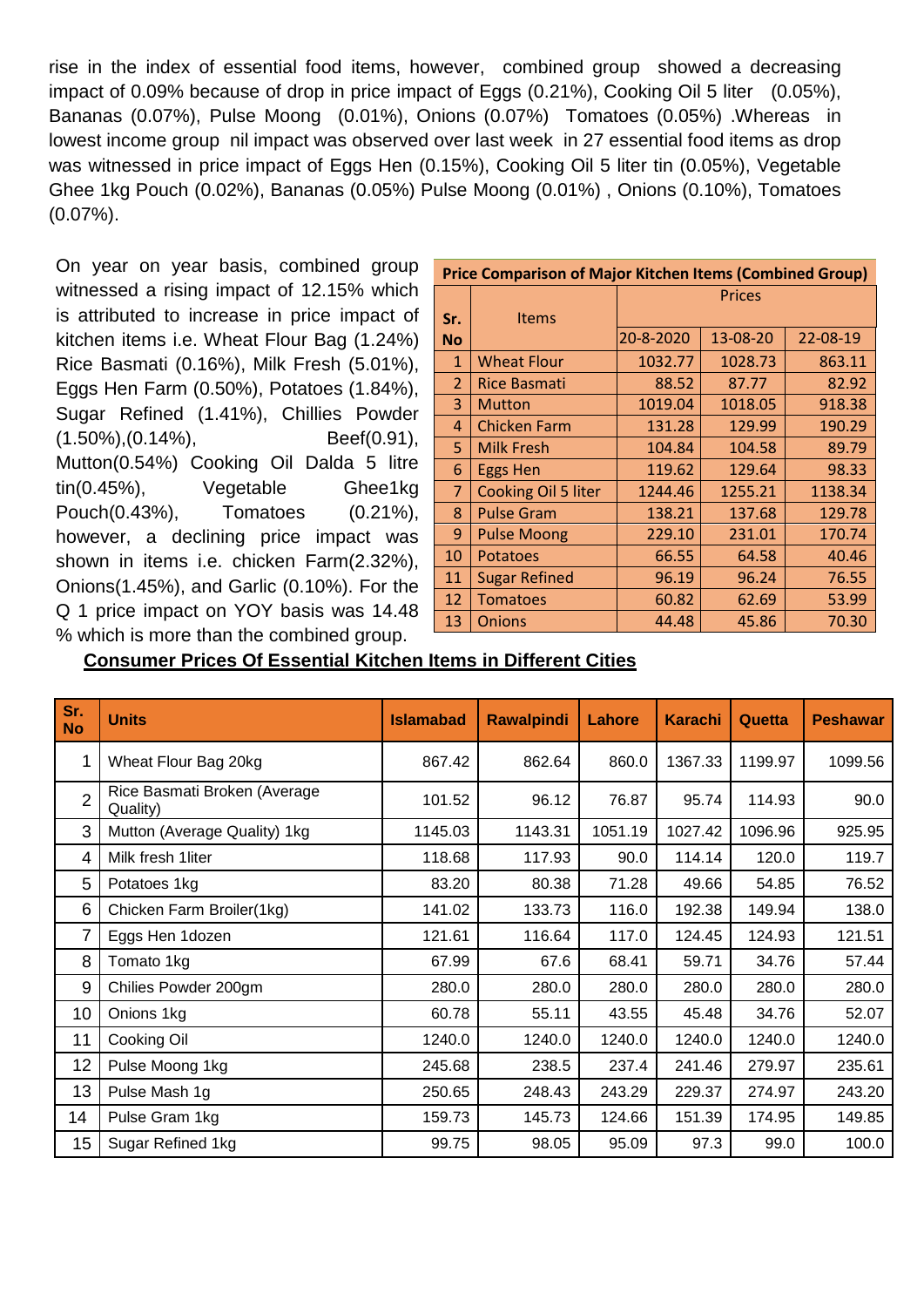rise in the index of essential food items, however, combined group showed a decreasing impact of 0.09% because of drop in price impact of Eggs (0.21%), Cooking Oil 5 liter (0.05%), Bananas (0.07%), Pulse Moong (0.01%), Onions (0.07%) Tomatoes (0.05%) .Whereas in lowest income group nil impact was observed over last week in 27 essential food items as drop was witnessed in price impact of Eggs Hen (0.15%), Cooking Oil 5 liter tin (0.05%), Vegetable Ghee 1kg Pouch (0.02%), Bananas (0.05%) Pulse Moong (0.01%) , Onions (0.10%), Tomatoes (0.07%).

On year on year basis, combined group witnessed a rising impact of 12.15% which is attributed to increase in price impact of kitchen items i.e. Wheat Flour Bag (1.24%) Rice Basmati (0.16%), Milk Fresh (5.01%), Eggs Hen Farm (0.50%), Potatoes (1.84%), Sugar Refined (1.41%), Chillies Powder (1.50%),(0.14%), Beef(0.91), Mutton(0.54%) Cooking Oil Dalda 5 litre tin(0.45%), Vegetable Ghee1kg Pouch(0.43%), Tomatoes (0.21%), however, a declining price impact was shown in items i.e. chicken Farm(2.32%), Onions(1.45%), and Garlic (0.10%). For the Q 1 price impact on YOY basis was 14.48 % which is more than the combined group.

**Price Comparison of Major Kitchen Items (Combined Group)**

| Sr. No | Items | Prices | | |
|---|---|---|---|---|
| | | 20-8-2020 | 13-08-20 | 22-08-19 |
| 1 | Wheat Flour | 1032.77 | 1028.73 | 863.11 |
| 2 | Rice Basmati | 88.52 | 87.77 | 82.92 |
| 3 | Mutton | 1019.04 | 1018.05 | 918.38 |
| 4 | Chicken Farm | 131.28 | 129.99 | 190.29 |
| 5 | Milk Fresh | 104.84 | 104.58 | 89.79 |
| 6 | Eggs Hen | 119.62 | 129.64 | 98.33 |
| 7 | Cooking Oil 5 liter | 1244.46 | 1255.21 | 1138.34 |
| 8 | Pulse Gram | 138.21 | 137.68 | 129.78 |
| 9 | Pulse Moong | 229.10 | 231.01 | 170.74 |
| 10 | Potatoes | 66.55 | 64.58 | 40.46 |
| 11 | Sugar Refined | 96.19 | 96.24 | 76.55 |
| 12 | Tomatoes | 60.82 | 62.69 | 53.99 |
| 13 | Onions | 44.48 | 45.86 | 70.30 |

**Consumer Prices Of Essential Kitchen Items in Different Cities**

| Sr. No | Units | Islamabad | Rawalpindi | Lahore | Karachi | Quetta | Peshawar |
|---|---|---|---|---|---|---|---|
| 1 | Wheat Flour Bag 20kg | 867.42 | 862.64 | 860.0 | 1367.33 | 1199.97 | 1099.56 |
| 2 | Rice Basmati Broken (Average Quality) | 101.52 | 96.12 | 76.87 | 95.74 | 114.93 | 90.0 |
| 3 | Mutton (Average Quality) 1kg | 1145.03 | 1143.31 | 1051.19 | 1027.42 | 1096.96 | 925.95 |
| 4 | Milk fresh 1liter | 118.68 | 117.93 | 90.0 | 114.14 | 120.0 | 119.7 |
| 5 | Potatoes 1kg | 83.20 | 80.38 | 71.28 | 49.66 | 54.85 | 76.52 |
| 6 | Chicken Farm Broiler(1kg) | 141.02 | 133.73 | 116.0 | 192.38 | 149.94 | 138.0 |
| 7 | Eggs Hen 1dozen | 121.61 | 116.64 | 117.0 | 124.45 | 124.93 | 121.51 |
| 8 | Tomato 1kg | 67.99 | 67.6 | 68.41 | 59.71 | 34.76 | 57.44 |
| 9 | Chilies Powder 200gm | 280.0 | 280.0 | 280.0 | 280.0 | 280.0 | 280.0 |
| 10 | Onions 1kg | 60.78 | 55.11 | 43.55 | 45.48 | 34.76 | 52.07 |
| 11 | Cooking Oil | 1240.0 | 1240.0 | 1240.0 | 1240.0 | 1240.0 | 1240.0 |
| 12 | Pulse Moong 1kg | 245.68 | 238.5 | 237.4 | 241.46 | 279.97 | 235.61 |
| 13 | Pulse Mash 1g | 250.65 | 248.43 | 243.29 | 229.37 | 274.97 | 243.20 |
| 14 | Pulse Gram 1kg | 159.73 | 145.73 | 124.66 | 151.39 | 174.95 | 149.85 |
| 15 | Sugar Refined 1kg | 99.75 | 98.05 | 95.09 | 97.3 | 99.0 | 100.0 |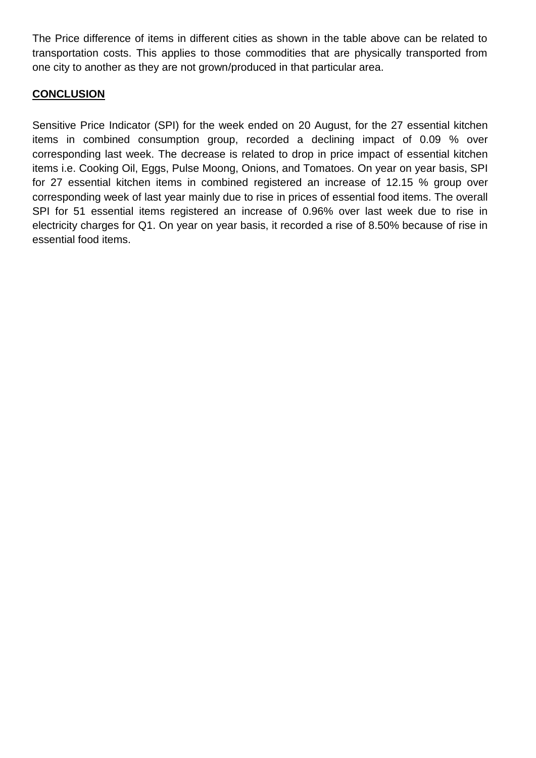The Price difference of items in different cities as shown in the table above can be related to transportation costs. This applies to those commodities that are physically transported from one city to another as they are not grown/produced in that particular area.

## CONCLUSION

Sensitive Price Indicator (SPI) for the week ended on 20 August, for the 27 essential kitchen items in combined consumption group, recorded a declining impact of 0.09 % over corresponding last week. The decrease is related to drop in price impact of essential kitchen items i.e. Cooking Oil, Eggs, Pulse Moong, Onions, and Tomatoes. On year on year basis, SPI for 27 essential kitchen items in combined registered an increase of 12.15 % group over corresponding week of last year mainly due to rise in prices of essential food items. The overall SPI for 51 essential items registered an increase of 0.96% over last week due to rise in electricity charges for Q1. On year on year basis, it recorded a rise of 8.50% because of rise in essential food items.